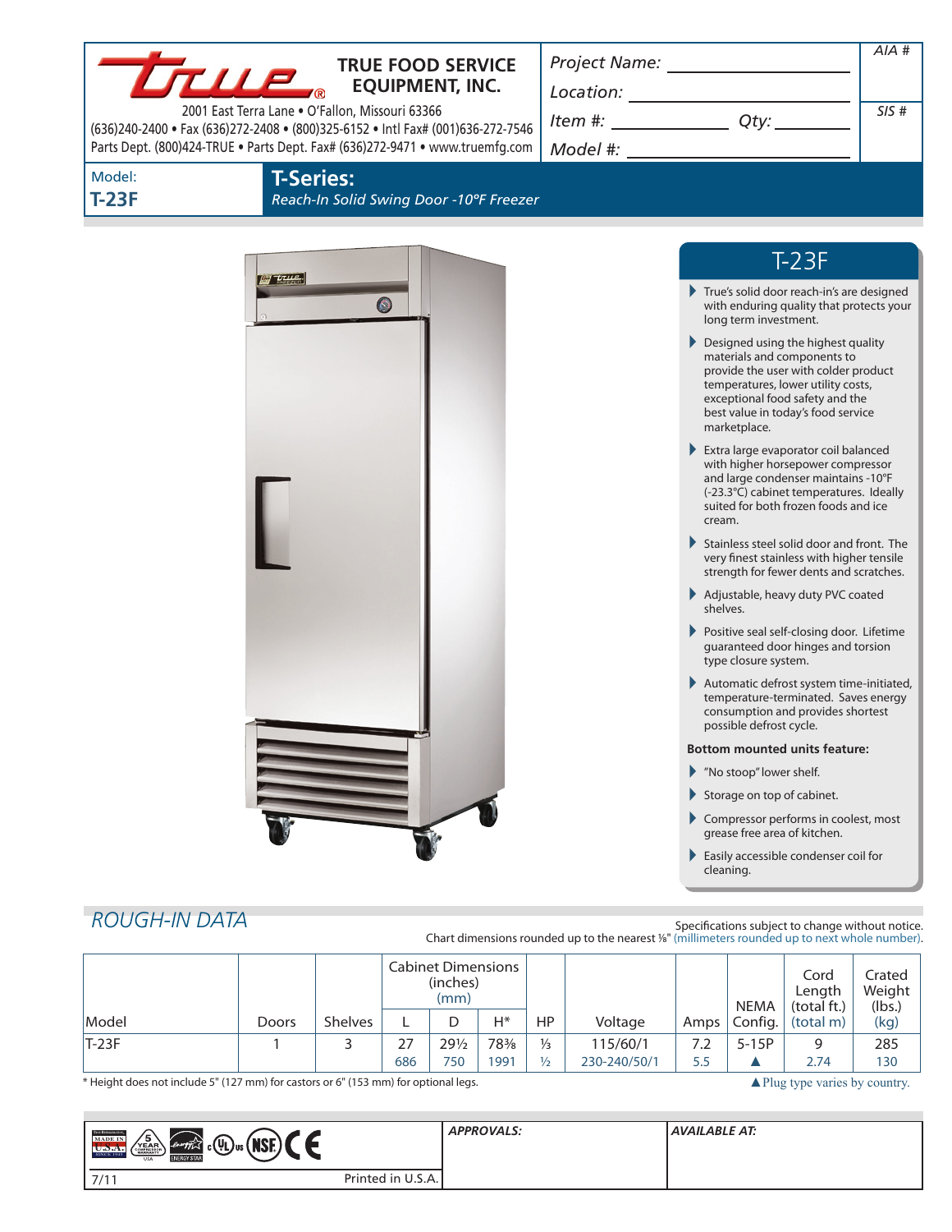**TRUE FOOD SERVICE EQUIPMENT, INC.**

2001 East Terra Lane • O'Fallon, Missouri 63366
(636)240-2400 • Fax (636)272-2408 • (800)325-6152 • Intl Fax# (001)636-272-7546
Parts Dept. (800)424-TRUE • Parts Dept. Fax# (636)272-9471 • www.truemfg.com

*Project Name:* ____________________

*Location:* ____________________

*Item #:* ____________ *Qty:* ________

*Model #:* ____________________

*AIA #*

*SIS #*

Model:
**T-23F**

## T-Series:

*Reach-In Solid Swing Door -10°F Freezer*

## T-23F

- True's solid door reach-in's are designed with enduring quality that protects your long term investment.
- Designed using the highest quality materials and components to provide the user with colder product temperatures, lower utility costs, exceptional food safety and the best value in today's food service marketplace.
- Extra large evaporator coil balanced with higher horsepower compressor and large condenser maintains -10°F (-23.3°C) cabinet temperatures. Ideally suited for both frozen foods and ice cream.
- Stainless steel solid door and front. The very finest stainless with higher tensile strength for fewer dents and scratches.
- Adjustable, heavy duty PVC coated shelves.
- Positive seal self-closing door. Lifetime guaranteed door hinges and torsion type closure system.
- Automatic defrost system time-initiated, temperature-terminated. Saves energy consumption and provides shortest possible defrost cycle.

**Bottom mounted units feature:**

- "No stoop" lower shelf.
- Storage on top of cabinet.
- Compressor performs in coolest, most grease free area of kitchen.
- Easily accessible condenser coil for cleaning.

## *ROUGH-IN DATA*

Specifications subject to change without notice.
Chart dimensions rounded up to the nearest ⅛" (millimeters rounded up to next whole number).

| Model | Doors | Shelves | Cabinet Dimensions (inches) (mm) | | | HP | Voltage | Amps | NEMA Config. | Cord Length (total ft.) (total m) | Crated Weight (lbs.) (kg) |
|---|---|---|---|---|---|---|---|---|---|---|---|
| | | | L | D | H* | | | | | | |
| T-23F | 1 | 3 | 27 | 29½ | 78⅜ | ⅓ | 115/60/1 | 7.2 | 5-15P | 9 | 285 |
| | | | 686 | 750 | 1991 | ½ | 230-240/50/1 | 5.5 | ▲ | 2.74 | 130 |

\* Height does not include 5" (127 mm) for castors or 6" (153 mm) for optional legs.

▲Plug type varies by country.

*APPROVALS:*

*AVAILABLE AT:*

7/11

Printed in U.S.A.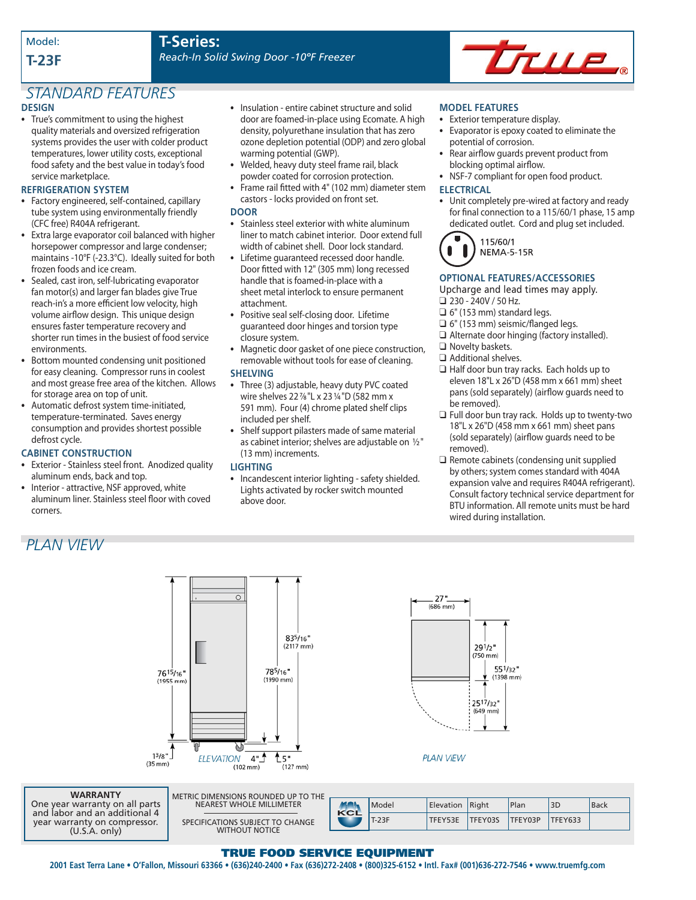Model:

**T-23F**

## T-Series:

*Reach-In Solid Swing Door -10°F Freezer*

## *STANDARD FEATURES*

### DESIGN

- True's commitment to using the highest quality materials and oversized refrigeration systems provides the user with colder product temperatures, lower utility costs, exceptional food safety and the best value in today's food service marketplace.

### REFRIGERATION SYSTEM

- Factory engineered, self-contained, capillary tube system using environmentally friendly (CFC free) R404A refrigerant.
- Extra large evaporator coil balanced with higher horsepower compressor and large condenser; maintains -10°F (-23.3°C). Ideally suited for both frozen foods and ice cream.
- Sealed, cast iron, self-lubricating evaporator fan motor(s) and larger fan blades give True reach-in's a more efficient low velocity, high volume airflow design. This unique design ensures faster temperature recovery and shorter run times in the busiest of food service environments.
- Bottom mounted condensing unit positioned for easy cleaning. Compressor runs in coolest and most grease free area of the kitchen. Allows for storage area on top of unit.
- Automatic defrost system time-initiated, temperature-terminated. Saves energy consumption and provides shortest possible defrost cycle.

### CABINET CONSTRUCTION

- Exterior - Stainless steel front. Anodized quality aluminum ends, back and top.
- Interior - attractive, NSF approved, white aluminum liner. Stainless steel floor with coved corners.
- Insulation - entire cabinet structure and solid door are foamed-in-place using Ecomate. A high density, polyurethane insulation that has zero ozone depletion potential (ODP) and zero global warming potential (GWP).
- Welded, heavy duty steel frame rail, black powder coated for corrosion protection.
- Frame rail fitted with 4" (102 mm) diameter stem castors - locks provided on front set.

### DOOR

- Stainless steel exterior with white aluminum liner to match cabinet interior. Door extend full width of cabinet shell. Door lock standard.
- Lifetime guaranteed recessed door handle. Door fitted with 12" (305 mm) long recessed handle that is foamed-in-place with a sheet metal interlock to ensure permanent attachment.
- Positive seal self-closing door. Lifetime guaranteed door hinges and torsion type closure system.
- Magnetic door gasket of one piece construction, removable without tools for ease of cleaning.

### SHELVING

- Three (3) adjustable, heavy duty PVC coated wire shelves 22 ⅞"L x 23 ¼"D (582 mm x 591 mm). Four (4) chrome plated shelf clips included per shelf.
- Shelf support pilasters made of same material as cabinet interior; shelves are adjustable on ½" (13 mm) increments.

### LIGHTING

- Incandescent interior lighting - safety shielded. Lights activated by rocker switch mounted above door.

### MODEL FEATURES

- Exterior temperature display.
- Evaporator is epoxy coated to eliminate the potential of corrosion.
- Rear airflow guards prevent product from blocking optimal airflow.
- NSF-7 compliant for open food product.

### ELECTRICAL

- Unit completely pre-wired at factory and ready for final connection to a 115/60/1 phase, 15 amp dedicated outlet. Cord and plug set included.

115/60/1
NEMA-5-15R

### OPTIONAL FEATURES/ACCESSORIES

Upcharge and lead times may apply.

- ❑ 230 - 240V / 50 Hz.
- ❑ 6" (153 mm) standard legs.
- ❑ 6" (153 mm) seismic/flanged legs.
- ❑ Alternate door hinging (factory installed).
- ❑ Novelty baskets.
- ❑ Additional shelves.
- ❑ Half door bun tray racks. Each holds up to eleven 18"L x 26"D (458 mm x 661 mm) sheet pans (sold separately) (airflow guards need to be removed).
- ❑ Full door bun tray rack. Holds up to twenty-two 18"L x 26"D (458 mm x 661 mm) sheet pans (sold separately) (airflow guards need to be removed).
- ❑ Remote cabinets (condensing unit supplied by others; system comes standard with 404A expansion valve and requires R404A refrigerant). Consult factory technical service department for BTU information. All remote units must be hard wired during installation.

## *PLAN VIEW*

76 15/16" (1955 mm)
83 5/16" (2117 mm)
78 5/16" (1990 mm)
1 3/8" (35 mm)
4" (102 mm)
5" (127 mm)
ELEVATION

27" (686 mm)
29 1/2" (750 mm)
55 1/32" (1398 mm)
25 17/32" (649 mm)
PLAN VIEW

**WARRANTY**
One year warranty on all parts and labor and an additional 4 year warranty on compressor. (U.S.A. only)

METRIC DIMENSIONS ROUNDED UP TO THE NEAREST WHOLE MILLIMETER

SPECIFICATIONS SUBJECT TO CHANGE WITHOUT NOTICE

| Model | Elevation | Right | Plan | 3D | Back |
|---|---|---|---|---|---|
| T-23F | TFEY53E | TFEY03S | TFEY03P | TFEY633 | |

**TRUE FOOD SERVICE EQUIPMENT**

2001 East Terra Lane • O'Fallon, Missouri 63366 • (636)240-2400 • Fax (636)272-2408 • (800)325-6152 • Intl. Fax# (001)636-272-7546 • www.truemfg.com